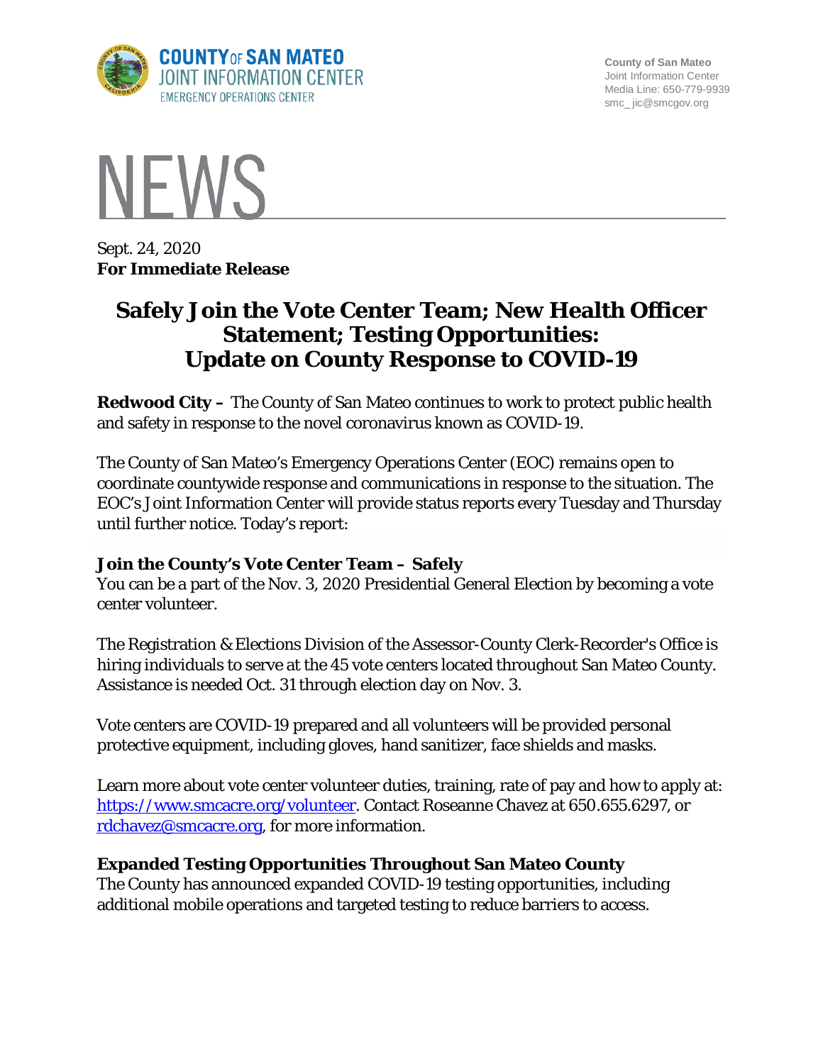COUNTY OF SAN MATEO
JOINT INFORMATION CENTER
EMERGENCY OPERATIONS CENTER

County of San Mateo
Joint Information Center
Media Line: 650-779-9939
smc_jic@smcgov.org

# NEWS

Sept. 24, 2020
**For Immediate Release**

# Safely Join the Vote Center Team; New Health Officer Statement; Testing Opportunities: Update on County Response to COVID-19

**Redwood City –** The County of San Mateo continues to work to protect public health and safety in response to the novel coronavirus known as COVID-19.

The County of San Mateo's Emergency Operations Center (EOC) remains open to coordinate countywide response and communications in response to the situation. The EOC's Joint Information Center will provide status reports every Tuesday and Thursday until further notice. Today's report:

**Join the County's Vote Center Team – Safely**
You can be a part of the Nov. 3, 2020 Presidential General Election by becoming a vote center volunteer.

The Registration & Elections Division of the Assessor-County Clerk-Recorder's Office is hiring individuals to serve at the 45 vote centers located throughout San Mateo County. Assistance is needed Oct. 31 through election day on Nov. 3.

Vote centers are COVID-19 prepared and all volunteers will be provided personal protective equipment, including gloves, hand sanitizer, face shields and masks.

Learn more about vote center volunteer duties, training, rate of pay and how to apply at: https://www.smcacre.org/volunteer. Contact Roseanne Chavez at 650.655.6297, or rdchavez@smcacre.org, for more information.

**Expanded Testing Opportunities Throughout San Mateo County**
The County has announced expanded COVID-19 testing opportunities, including additional mobile operations and targeted testing to reduce barriers to access.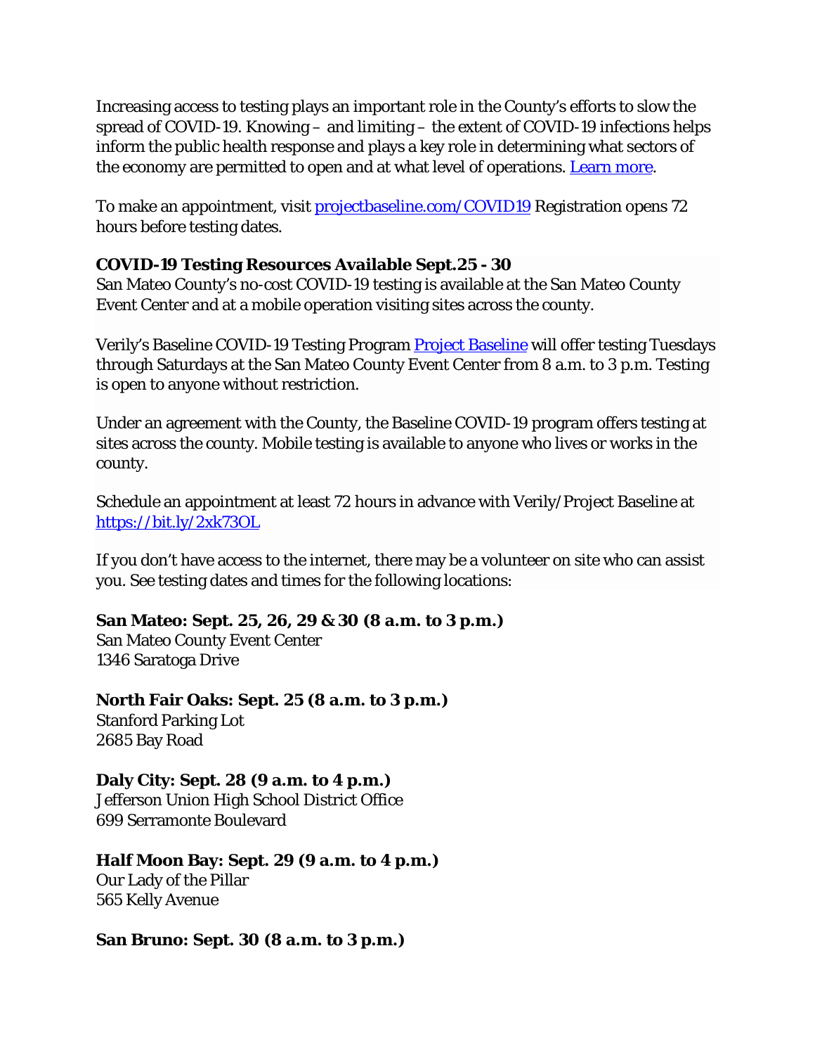Increasing access to testing plays an important role in the County's efforts to slow the spread of COVID-19. Knowing – and limiting – the extent of COVID-19 infections helps inform the public health response and plays a key role in determining what sectors of the economy are permitted to open and at what level of operations. [Learn more](#).

To make an appointment, visit [projectbaseline.com/COVID19](#) Registration opens 72 hours before testing dates.

**COVID-19 Testing Resources Available Sept.25 - 30**

San Mateo County's no-cost COVID-19 testing is available at the San Mateo County Event Center and at a mobile operation visiting sites across the county.

Verily's Baseline COVID-19 Testing Program [Project Baseline](#) will offer testing Tuesdays through Saturdays at the San Mateo County Event Center from 8 a.m. to 3 p.m. Testing is open to anyone without restriction.

Under an agreement with the County, the Baseline COVID-19 program offers testing at sites across the county. Mobile testing is available to anyone who lives or works in the county.

Schedule an appointment at least 72 hours in advance with Verily/Project Baseline at [https://bit.ly/2xk73OL](https://bit.ly/2xk73OL)

If you don't have access to the internet, there may be a volunteer on site who can assist you. See testing dates and times for the following locations:

**San Mateo: Sept. 25, 26, 29 & 30 (8 a.m. to 3 p.m.)**
San Mateo County Event Center
1346 Saratoga Drive

**North Fair Oaks: Sept. 25 (8 a.m. to 3 p.m.)**
Stanford Parking Lot
2685 Bay Road

**Daly City: Sept. 28 (9 a.m. to 4 p.m.)**
Jefferson Union High School District Office
699 Serramonte Boulevard

**Half Moon Bay: Sept. 29 (9 a.m. to 4 p.m.)**
Our Lady of the Pillar
565 Kelly Avenue

**San Bruno: Sept. 30 (8 a.m. to 3 p.m.)**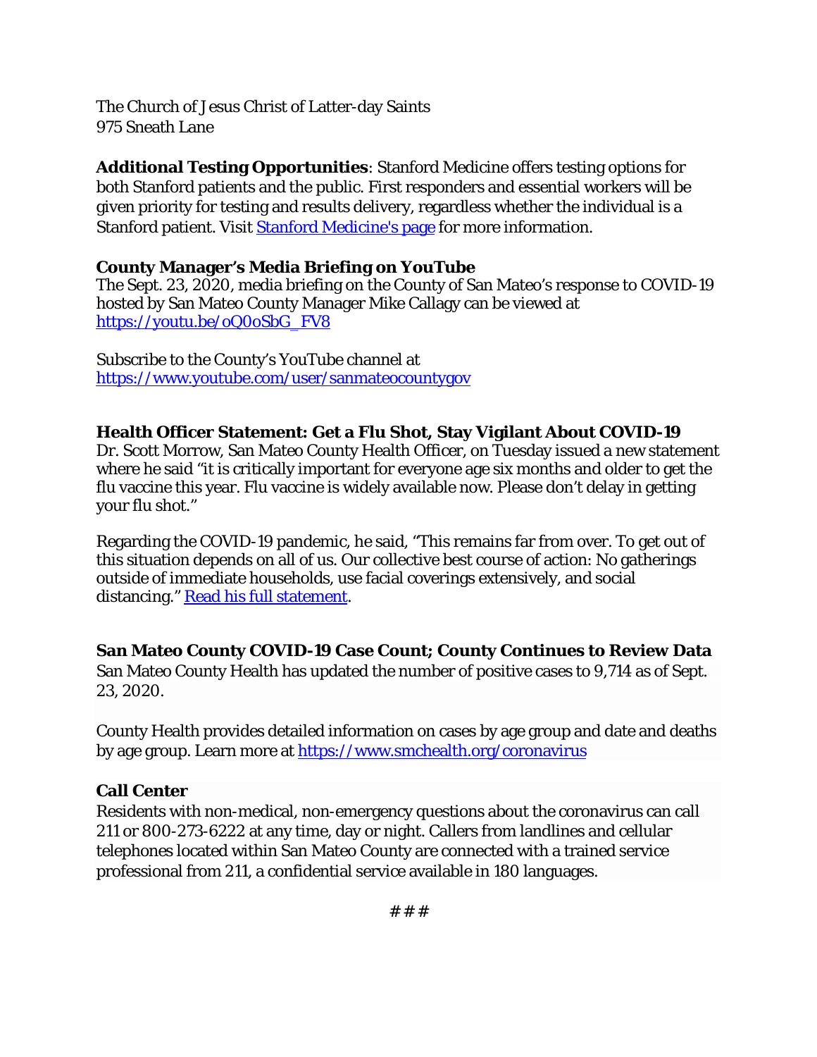The Church of Jesus Christ of Latter-day Saints
975 Sneath Lane

**Additional Testing Opportunities**: Stanford Medicine offers testing options for both Stanford patients and the public. First responders and essential workers will be given priority for testing and results delivery, regardless whether the individual is a Stanford patient. Visit [Stanford Medicine's page] for more information.

**County Manager's Media Briefing on YouTube**
The Sept. 23, 2020, media briefing on the County of San Mateo's response to COVID-19 hosted by San Mateo County Manager Mike Callagy can be viewed at https://youtu.be/oQ0oSbG_FV8

Subscribe to the County's YouTube channel at https://www.youtube.com/user/sanmateocountygov

**Health Officer Statement: Get a Flu Shot, Stay Vigilant About COVID-19**
Dr. Scott Morrow, San Mateo County Health Officer, on Tuesday issued a new statement where he said "it is critically important for everyone age six months and older to get the flu vaccine this year. Flu vaccine is widely available now. Please don't delay in getting your flu shot."

Regarding the COVID-19 pandemic, he said, "This remains far from over. To get out of this situation depends on all of us. Our collective best course of action: No gatherings outside of immediate households, use facial coverings extensively, and social distancing." [Read his full statement].

**San Mateo County COVID-19 Case Count; County Continues to Review Data**
San Mateo County Health has updated the number of positive cases to 9,714 as of Sept. 23, 2020.

County Health provides detailed information on cases by age group and date and deaths by age group. Learn more at https://www.smchealth.org/coronavirus

**Call Center**
Residents with non-medical, non-emergency questions about the coronavirus can call 211 or 800-273-6222 at any time, day or night. Callers from landlines and cellular telephones located within San Mateo County are connected with a trained service professional from 211, a confidential service available in 180 languages.

# # #